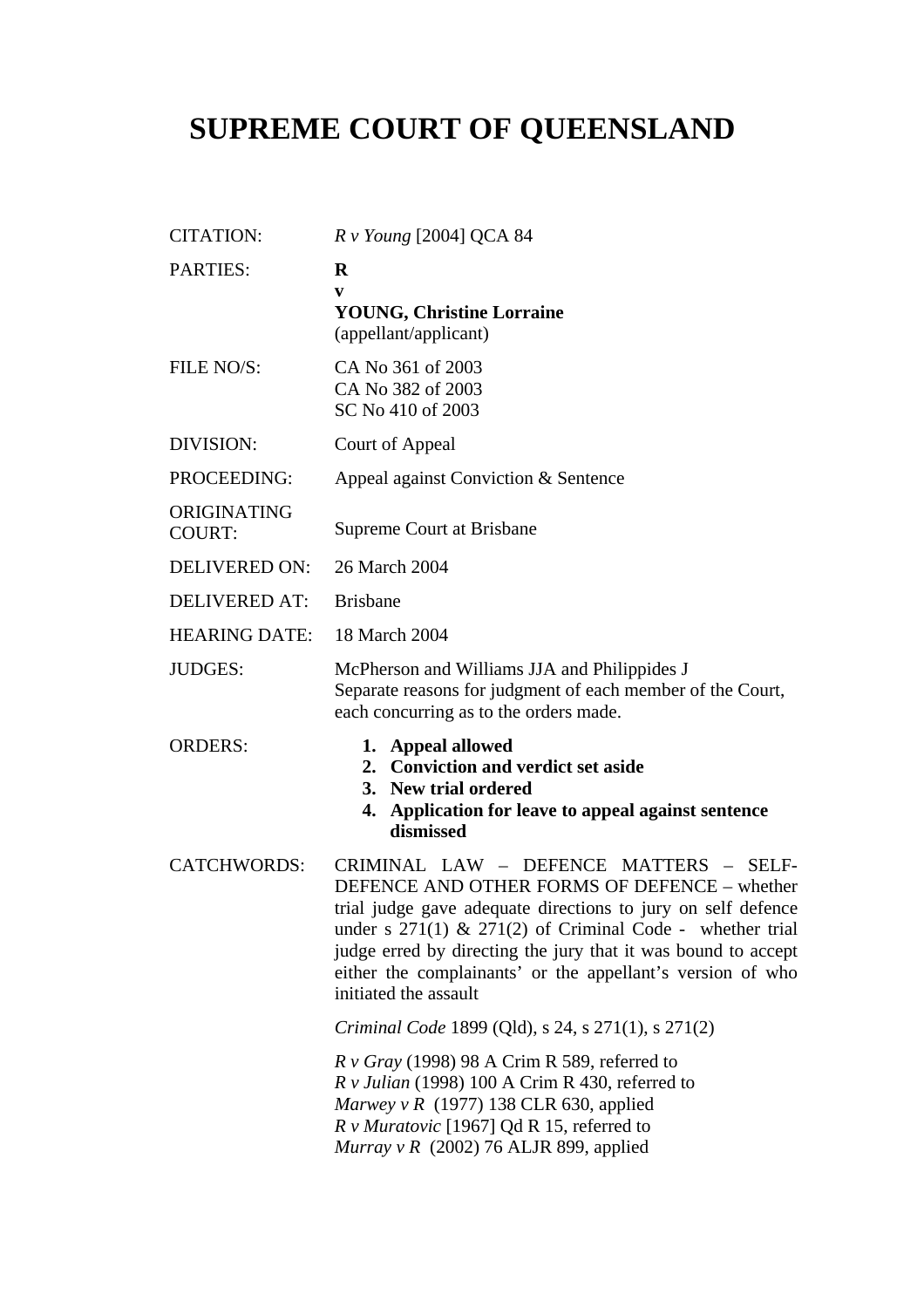# SUPREME COURT OF QUEENSLAND

| | |
|---|---|
| CITATION: | *R v Young* [2004] QCA 84 |
| PARTIES: | **R**<br>**v**<br>**YOUNG, Christine Lorraine**<br>(appellant/applicant) |
| FILE NO/S: | CA No 361 of 2003<br>CA No 382 of 2003<br>SC No 410 of 2003 |
| DIVISION: | Court of Appeal |
| PROCEEDING: | Appeal against Conviction & Sentence |
| ORIGINATING COURT: | Supreme Court at Brisbane |
| DELIVERED ON: | 26 March 2004 |
| DELIVERED AT: | Brisbane |
| HEARING DATE: | 18 March 2004 |
| JUDGES: | McPherson and Williams JJA and Philippides J<br>Separate reasons for judgment of each member of the Court, each concurring as to the orders made. |
| ORDERS: | **1. Appeal allowed**<br>**2. Conviction and verdict set aside**<br>**3. New trial ordered**<br>**4. Application for leave to appeal against sentence dismissed** |
| CATCHWORDS: | CRIMINAL LAW – DEFENCE MATTERS – SELF-DEFENCE AND OTHER FORMS OF DEFENCE – whether trial judge gave adequate directions to jury on self defence under s 271(1) & 271(2) of Criminal Code - whether trial judge erred by directing the jury that it was bound to accept either the complainants' or the appellant's version of who initiated the assault<br><br>*Criminal Code* 1899 (Qld), s 24, s 271(1), s 271(2)<br><br>*R v Gray* (1998) 98 A Crim R 589, referred to<br>*R v Julian* (1998) 100 A Crim R 430, referred to<br>*Marwey v R* (1977) 138 CLR 630, applied<br>*R v Muratovic* [1967] Qd R 15, referred to<br>*Murray v R* (2002) 76 ALJR 899, applied |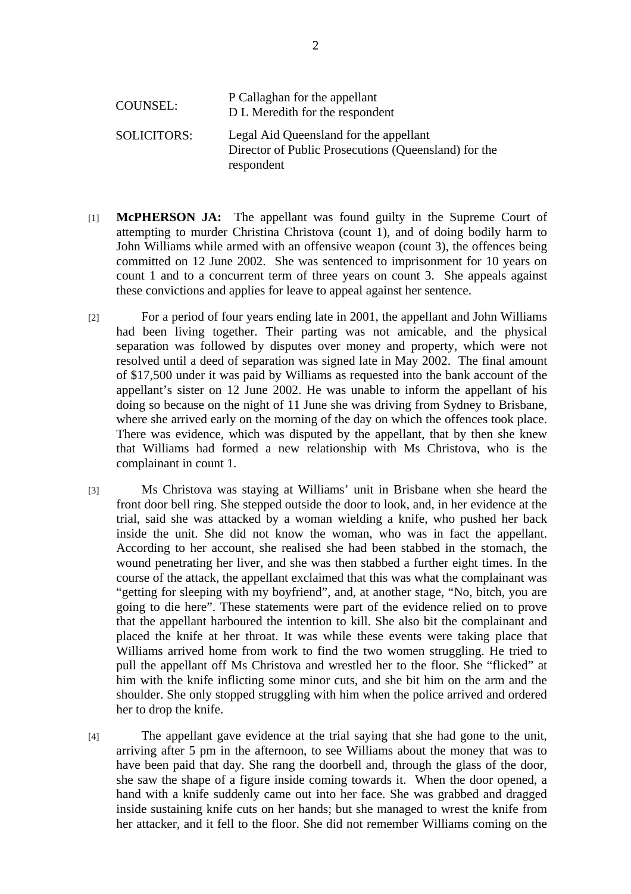| | |
|---|---|
| COUNSEL: | P Callaghan for the appellant<br>D L Meredith for the respondent |
| SOLICITORS: | Legal Aid Queensland for the appellant<br>Director of Public Prosecutions (Queensland) for the respondent |

[1] **McPHERSON JA:** The appellant was found guilty in the Supreme Court of attempting to murder Christina Christova (count 1), and of doing bodily harm to John Williams while armed with an offensive weapon (count 3), the offences being committed on 12 June 2002. She was sentenced to imprisonment for 10 years on count 1 and to a concurrent term of three years on count 3. She appeals against these convictions and applies for leave to appeal against her sentence.

[2] For a period of four years ending late in 2001, the appellant and John Williams had been living together. Their parting was not amicable, and the physical separation was followed by disputes over money and property, which were not resolved until a deed of separation was signed late in May 2002. The final amount of $17,500 under it was paid by Williams as requested into the bank account of the appellant's sister on 12 June 2002. He was unable to inform the appellant of his doing so because on the night of 11 June she was driving from Sydney to Brisbane, where she arrived early on the morning of the day on which the offences took place. There was evidence, which was disputed by the appellant, that by then she knew that Williams had formed a new relationship with Ms Christova, who is the complainant in count 1.

[3] Ms Christova was staying at Williams' unit in Brisbane when she heard the front door bell ring. She stepped outside the door to look, and, in her evidence at the trial, said she was attacked by a woman wielding a knife, who pushed her back inside the unit. She did not know the woman, who was in fact the appellant. According to her account, she realised she had been stabbed in the stomach, the wound penetrating her liver, and she was then stabbed a further eight times. In the course of the attack, the appellant exclaimed that this was what the complainant was "getting for sleeping with my boyfriend", and, at another stage, "No, bitch, you are going to die here". These statements were part of the evidence relied on to prove that the appellant harboured the intention to kill. She also bit the complainant and placed the knife at her throat. It was while these events were taking place that Williams arrived home from work to find the two women struggling. He tried to pull the appellant off Ms Christova and wrestled her to the floor. She "flicked" at him with the knife inflicting some minor cuts, and she bit him on the arm and the shoulder. She only stopped struggling with him when the police arrived and ordered her to drop the knife.

[4] The appellant gave evidence at the trial saying that she had gone to the unit, arriving after 5 pm in the afternoon, to see Williams about the money that was to have been paid that day. She rang the doorbell and, through the glass of the door, she saw the shape of a figure inside coming towards it. When the door opened, a hand with a knife suddenly came out into her face. She was grabbed and dragged inside sustaining knife cuts on her hands; but she managed to wrest the knife from her attacker, and it fell to the floor. She did not remember Williams coming on the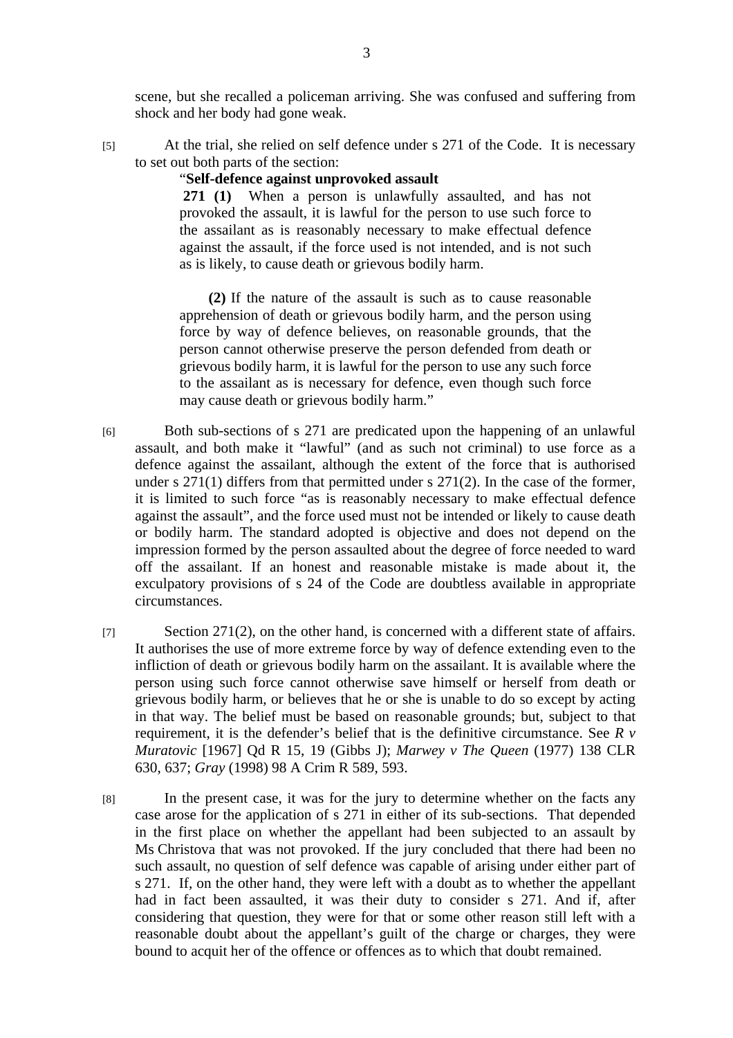scene, but she recalled a policeman arriving. She was confused and suffering from shock and her body had gone weak.

[5] At the trial, she relied on self defence under s 271 of the Code. It is necessary to set out both parts of the section:

> "**Self-defence against unprovoked assault**
>
> **271 (1)** When a person is unlawfully assaulted, and has not provoked the assault, it is lawful for the person to use such force to the assailant as is reasonably necessary to make effectual defence against the assault, if the force used is not intended, and is not such as is likely, to cause death or grievous bodily harm.
>
> **(2)** If the nature of the assault is such as to cause reasonable apprehension of death or grievous bodily harm, and the person using force by way of defence believes, on reasonable grounds, that the person cannot otherwise preserve the person defended from death or grievous bodily harm, it is lawful for the person to use any such force to the assailant as is necessary for defence, even though such force may cause death or grievous bodily harm."

[6] Both sub-sections of s 271 are predicated upon the happening of an unlawful assault, and both make it "lawful" (and as such not criminal) to use force as a defence against the assailant, although the extent of the force that is authorised under s 271(1) differs from that permitted under s 271(2). In the case of the former, it is limited to such force "as is reasonably necessary to make effectual defence against the assault", and the force used must not be intended or likely to cause death or bodily harm. The standard adopted is objective and does not depend on the impression formed by the person assaulted about the degree of force needed to ward off the assailant. If an honest and reasonable mistake is made about it, the exculpatory provisions of s 24 of the Code are doubtless available in appropriate circumstances.

[7] Section 271(2), on the other hand, is concerned with a different state of affairs. It authorises the use of more extreme force by way of defence extending even to the infliction of death or grievous bodily harm on the assailant. It is available where the person using such force cannot otherwise save himself or herself from death or grievous bodily harm, or believes that he or she is unable to do so except by acting in that way. The belief must be based on reasonable grounds; but, subject to that requirement, it is the defender's belief that is the definitive circumstance. See *R v Muratovic* [1967] Qd R 15, 19 (Gibbs J); *Marwey v The Queen* (1977) 138 CLR 630, 637; *Gray* (1998) 98 A Crim R 589, 593.

[8] In the present case, it was for the jury to determine whether on the facts any case arose for the application of s 271 in either of its sub-sections. That depended in the first place on whether the appellant had been subjected to an assault by Ms Christova that was not provoked. If the jury concluded that there had been no such assault, no question of self defence was capable of arising under either part of s 271. If, on the other hand, they were left with a doubt as to whether the appellant had in fact been assaulted, it was their duty to consider s 271. And if, after considering that question, they were for that or some other reason still left with a reasonable doubt about the appellant's guilt of the charge or charges, they were bound to acquit her of the offence or offences as to which that doubt remained.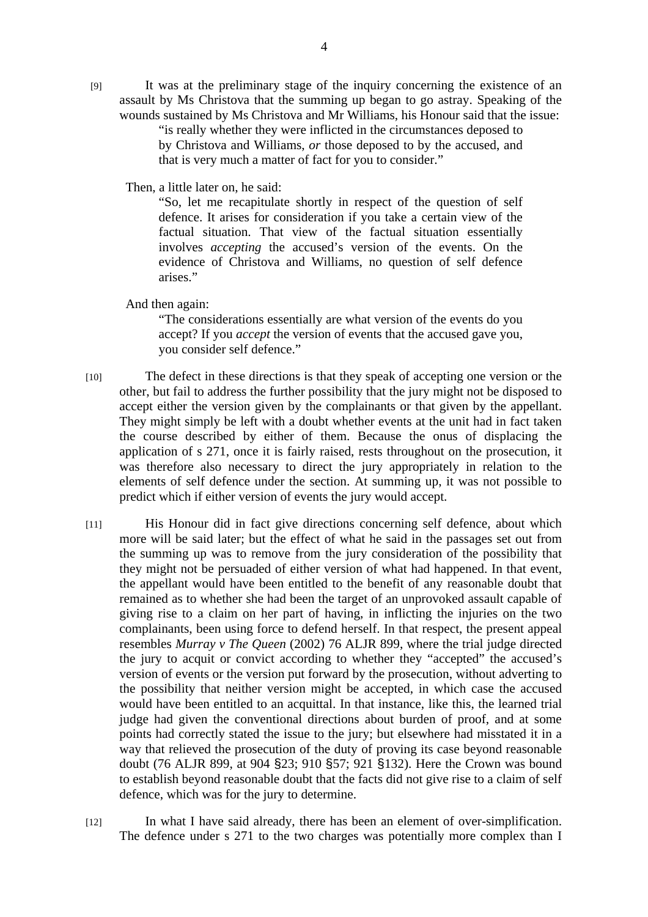[9] It was at the preliminary stage of the inquiry concerning the existence of an assault by Ms Christova that the summing up began to go astray. Speaking of the wounds sustained by Ms Christova and Mr Williams, his Honour said that the issue:

> "is really whether they were inflicted in the circumstances deposed to by Christova and Williams, *or* those deposed to by the accused, and that is very much a matter of fact for you to consider."

Then, a little later on, he said:

> "So, let me recapitulate shortly in respect of the question of self defence. It arises for consideration if you take a certain view of the factual situation. That view of the factual situation essentially involves *accepting* the accused's version of the events. On the evidence of Christova and Williams, no question of self defence arises."

And then again:

> "The considerations essentially are what version of the events do you accept? If you *accept* the version of events that the accused gave you, you consider self defence."

[10] The defect in these directions is that they speak of accepting one version or the other, but fail to address the further possibility that the jury might not be disposed to accept either the version given by the complainants or that given by the appellant. They might simply be left with a doubt whether events at the unit had in fact taken the course described by either of them. Because the onus of displacing the application of s 271, once it is fairly raised, rests throughout on the prosecution, it was therefore also necessary to direct the jury appropriately in relation to the elements of self defence under the section. At summing up, it was not possible to predict which if either version of events the jury would accept.

[11] His Honour did in fact give directions concerning self defence, about which more will be said later; but the effect of what he said in the passages set out from the summing up was to remove from the jury consideration of the possibility that they might not be persuaded of either version of what had happened. In that event, the appellant would have been entitled to the benefit of any reasonable doubt that remained as to whether she had been the target of an unprovoked assault capable of giving rise to a claim on her part of having, in inflicting the injuries on the two complainants, been using force to defend herself. In that respect, the present appeal resembles *Murray v The Queen* (2002) 76 ALJR 899, where the trial judge directed the jury to acquit or convict according to whether they "accepted" the accused's version of events or the version put forward by the prosecution, without adverting to the possibility that neither version might be accepted, in which case the accused would have been entitled to an acquittal. In that instance, like this, the learned trial judge had given the conventional directions about burden of proof, and at some points had correctly stated the issue to the jury; but elsewhere had misstated it in a way that relieved the prosecution of the duty of proving its case beyond reasonable doubt (76 ALJR 899, at 904 §23; 910 §57; 921 §132). Here the Crown was bound to establish beyond reasonable doubt that the facts did not give rise to a claim of self defence, which was for the jury to determine.

[12] In what I have said already, there has been an element of over-simplification. The defence under s 271 to the two charges was potentially more complex than I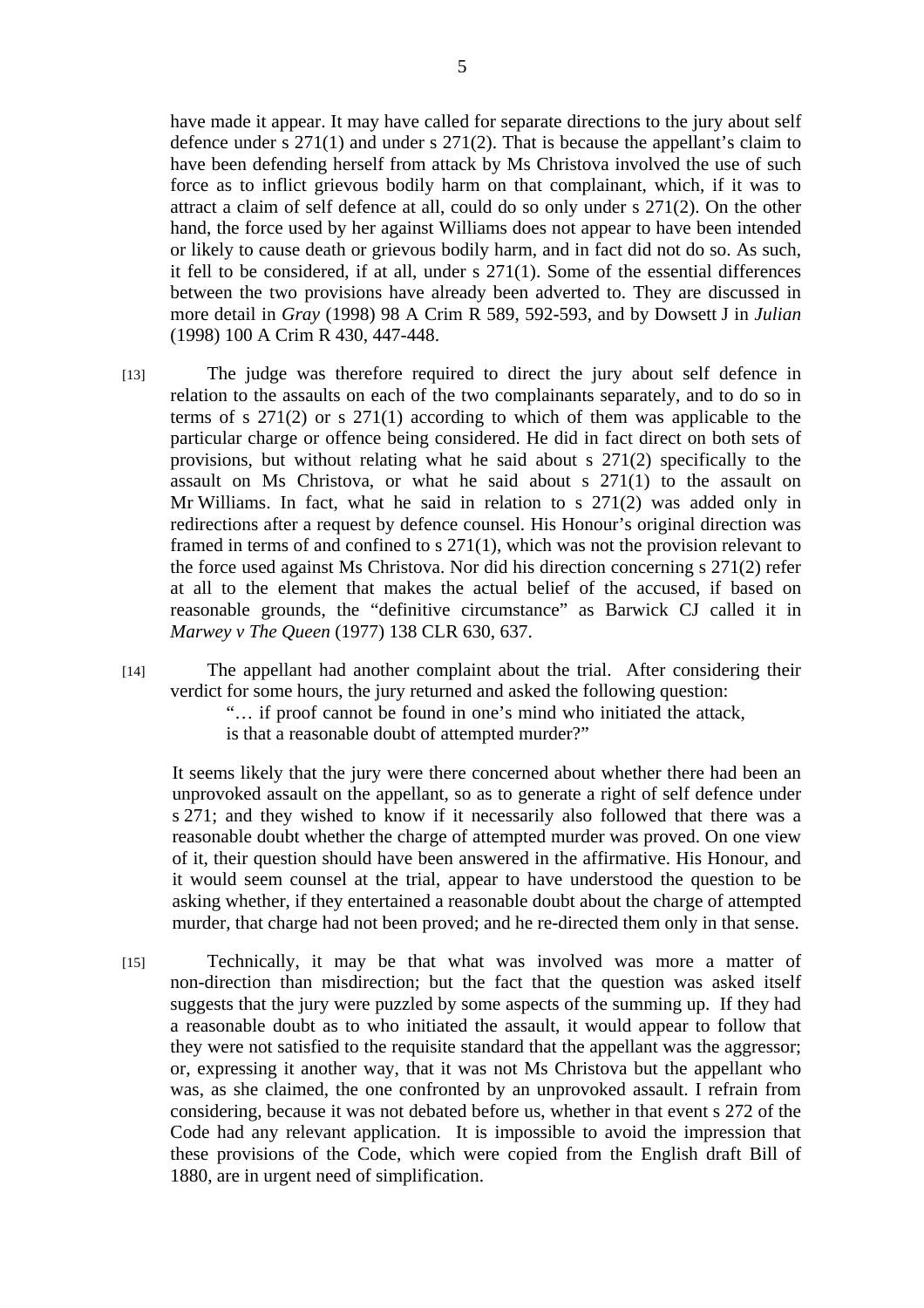have made it appear. It may have called for separate directions to the jury about self defence under s 271(1) and under s 271(2). That is because the appellant's claim to have been defending herself from attack by Ms Christova involved the use of such force as to inflict grievous bodily harm on that complainant, which, if it was to attract a claim of self defence at all, could do so only under s 271(2). On the other hand, the force used by her against Williams does not appear to have been intended or likely to cause death or grievous bodily harm, and in fact did not do so. As such, it fell to be considered, if at all, under s 271(1). Some of the essential differences between the two provisions have already been adverted to. They are discussed in more detail in *Gray* (1998) 98 A Crim R 589, 592-593, and by Dowsett J in *Julian* (1998) 100 A Crim R 430, 447-448.

[13] The judge was therefore required to direct the jury about self defence in relation to the assaults on each of the two complainants separately, and to do so in terms of s 271(2) or s 271(1) according to which of them was applicable to the particular charge or offence being considered. He did in fact direct on both sets of provisions, but without relating what he said about s 271(2) specifically to the assault on Ms Christova, or what he said about s 271(1) to the assault on Mr Williams. In fact, what he said in relation to s 271(2) was added only in redirections after a request by defence counsel. His Honour's original direction was framed in terms of and confined to s 271(1), which was not the provision relevant to the force used against Ms Christova. Nor did his direction concerning s 271(2) refer at all to the element that makes the actual belief of the accused, if based on reasonable grounds, the "definitive circumstance" as Barwick CJ called it in *Marwey v The Queen* (1977) 138 CLR 630, 637.

[14] The appellant had another complaint about the trial. After considering their verdict for some hours, the jury returned and asked the following question:

> "… if proof cannot be found in one's mind who initiated the attack, is that a reasonable doubt of attempted murder?"

It seems likely that the jury were there concerned about whether there had been an unprovoked assault on the appellant, so as to generate a right of self defence under s 271; and they wished to know if it necessarily also followed that there was a reasonable doubt whether the charge of attempted murder was proved. On one view of it, their question should have been answered in the affirmative. His Honour, and it would seem counsel at the trial, appear to have understood the question to be asking whether, if they entertained a reasonable doubt about the charge of attempted murder, that charge had not been proved; and he re-directed them only in that sense.

[15] Technically, it may be that what was involved was more a matter of non-direction than misdirection; but the fact that the question was asked itself suggests that the jury were puzzled by some aspects of the summing up. If they had a reasonable doubt as to who initiated the assault, it would appear to follow that they were not satisfied to the requisite standard that the appellant was the aggressor; or, expressing it another way, that it was not Ms Christova but the appellant who was, as she claimed, the one confronted by an unprovoked assault. I refrain from considering, because it was not debated before us, whether in that event s 272 of the Code had any relevant application. It is impossible to avoid the impression that these provisions of the Code, which were copied from the English draft Bill of 1880, are in urgent need of simplification.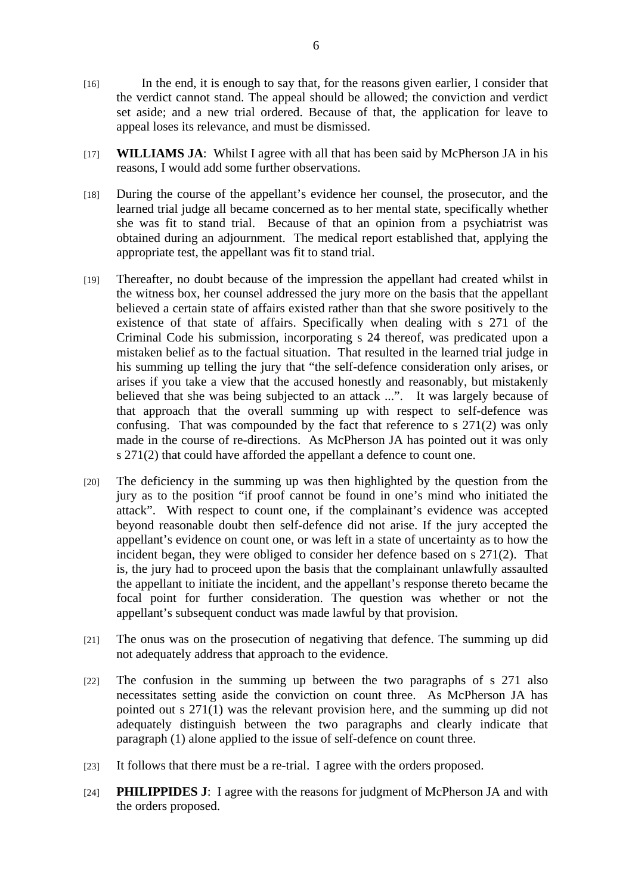[16] In the end, it is enough to say that, for the reasons given earlier, I consider that the verdict cannot stand. The appeal should be allowed; the conviction and verdict set aside; and a new trial ordered. Because of that, the application for leave to appeal loses its relevance, and must be dismissed.

[17] **WILLIAMS JA**: Whilst I agree with all that has been said by McPherson JA in his reasons, I would add some further observations.

[18] During the course of the appellant's evidence her counsel, the prosecutor, and the learned trial judge all became concerned as to her mental state, specifically whether she was fit to stand trial. Because of that an opinion from a psychiatrist was obtained during an adjournment. The medical report established that, applying the appropriate test, the appellant was fit to stand trial.

[19] Thereafter, no doubt because of the impression the appellant had created whilst in the witness box, her counsel addressed the jury more on the basis that the appellant believed a certain state of affairs existed rather than that she swore positively to the existence of that state of affairs. Specifically when dealing with s 271 of the Criminal Code his submission, incorporating s 24 thereof, was predicated upon a mistaken belief as to the factual situation. That resulted in the learned trial judge in his summing up telling the jury that "the self-defence consideration only arises, or arises if you take a view that the accused honestly and reasonably, but mistakenly believed that she was being subjected to an attack ...". It was largely because of that approach that the overall summing up with respect to self-defence was confusing. That was compounded by the fact that reference to s 271(2) was only made in the course of re-directions. As McPherson JA has pointed out it was only s 271(2) that could have afforded the appellant a defence to count one.

[20] The deficiency in the summing up was then highlighted by the question from the jury as to the position "if proof cannot be found in one's mind who initiated the attack". With respect to count one, if the complainant's evidence was accepted beyond reasonable doubt then self-defence did not arise. If the jury accepted the appellant's evidence on count one, or was left in a state of uncertainty as to how the incident began, they were obliged to consider her defence based on s 271(2). That is, the jury had to proceed upon the basis that the complainant unlawfully assaulted the appellant to initiate the incident, and the appellant's response thereto became the focal point for further consideration. The question was whether or not the appellant's subsequent conduct was made lawful by that provision.

[21] The onus was on the prosecution of negativing that defence. The summing up did not adequately address that approach to the evidence.

[22] The confusion in the summing up between the two paragraphs of s 271 also necessitates setting aside the conviction on count three. As McPherson JA has pointed out s 271(1) was the relevant provision here, and the summing up did not adequately distinguish between the two paragraphs and clearly indicate that paragraph (1) alone applied to the issue of self-defence on count three.

[23] It follows that there must be a re-trial. I agree with the orders proposed.

[24] **PHILIPPIDES J**: I agree with the reasons for judgment of McPherson JA and with the orders proposed.